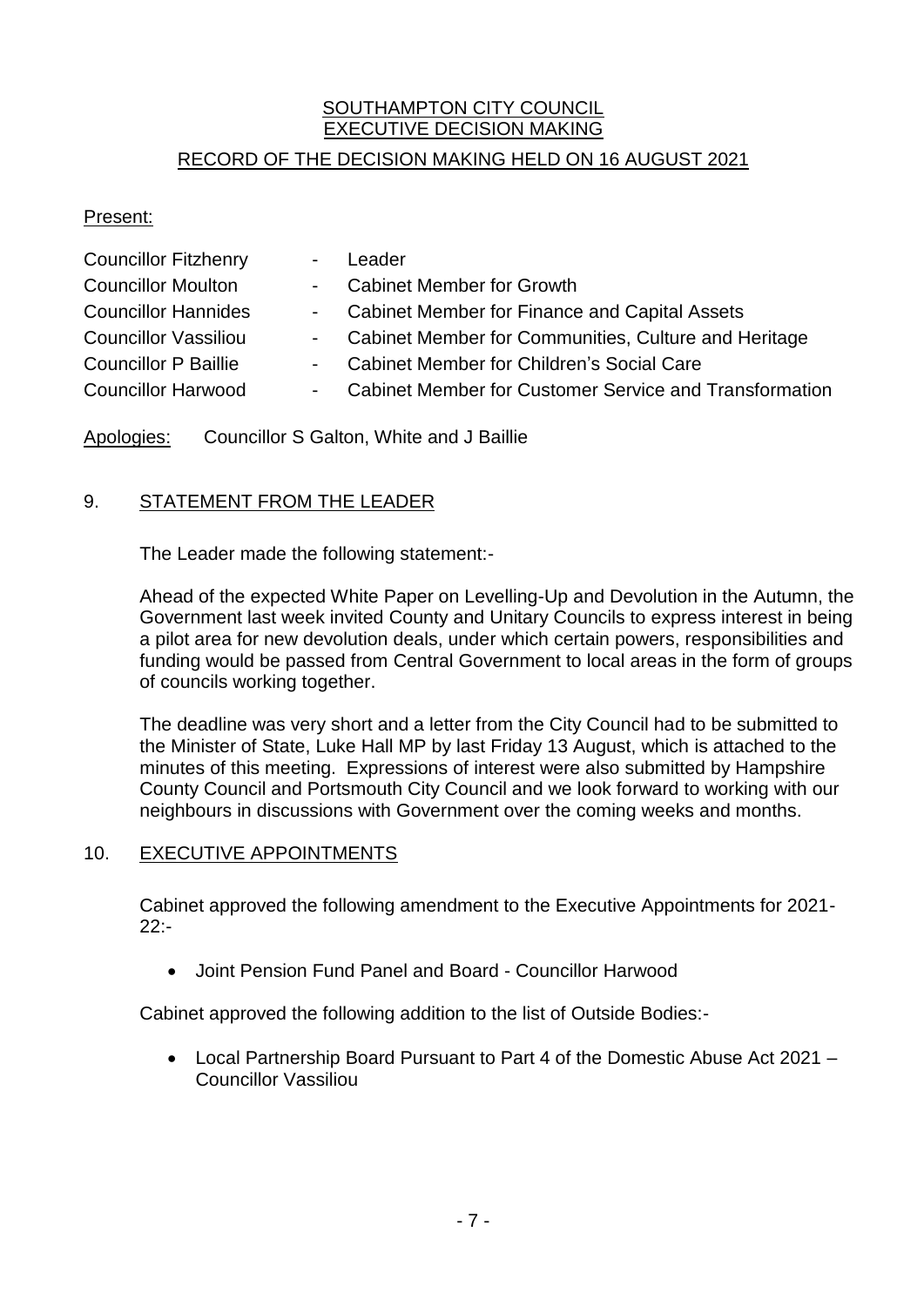# SOUTHAMPTON CITY COUNCIL
## EXECUTIVE DECISION MAKING
## RECORD OF THE DECISION MAKING HELD ON 16 AUGUST 2021

Present:

| | | |
|---|---|---|
| Councillor Fitzhenry | - | Leader |
| Councillor Moulton | - | Cabinet Member for Growth |
| Councillor Hannides | - | Cabinet Member for Finance and Capital Assets |
| Councillor Vassiliou | - | Cabinet Member for Communities, Culture and Heritage |
| Councillor P Baillie | - | Cabinet Member for Children's Social Care |
| Councillor Harwood | - | Cabinet Member for Customer Service and Transformation |

Apologies: Councillor S Galton, White and J Baillie

## 9. STATEMENT FROM THE LEADER

The Leader made the following statement:-

Ahead of the expected White Paper on Levelling-Up and Devolution in the Autumn, the Government last week invited County and Unitary Councils to express interest in being a pilot area for new devolution deals, under which certain powers, responsibilities and funding would be passed from Central Government to local areas in the form of groups of councils working together.

The deadline was very short and a letter from the City Council had to be submitted to the Minister of State, Luke Hall MP by last Friday 13 August, which is attached to the minutes of this meeting. Expressions of interest were also submitted by Hampshire County Council and Portsmouth City Council and we look forward to working with our neighbours in discussions with Government over the coming weeks and months.

## 10. EXECUTIVE APPOINTMENTS

Cabinet approved the following amendment to the Executive Appointments for 2021-22:-

- Joint Pension Fund Panel and Board - Councillor Harwood

Cabinet approved the following addition to the list of Outside Bodies:-

- Local Partnership Board Pursuant to Part 4 of the Domestic Abuse Act 2021 – Councillor Vassiliou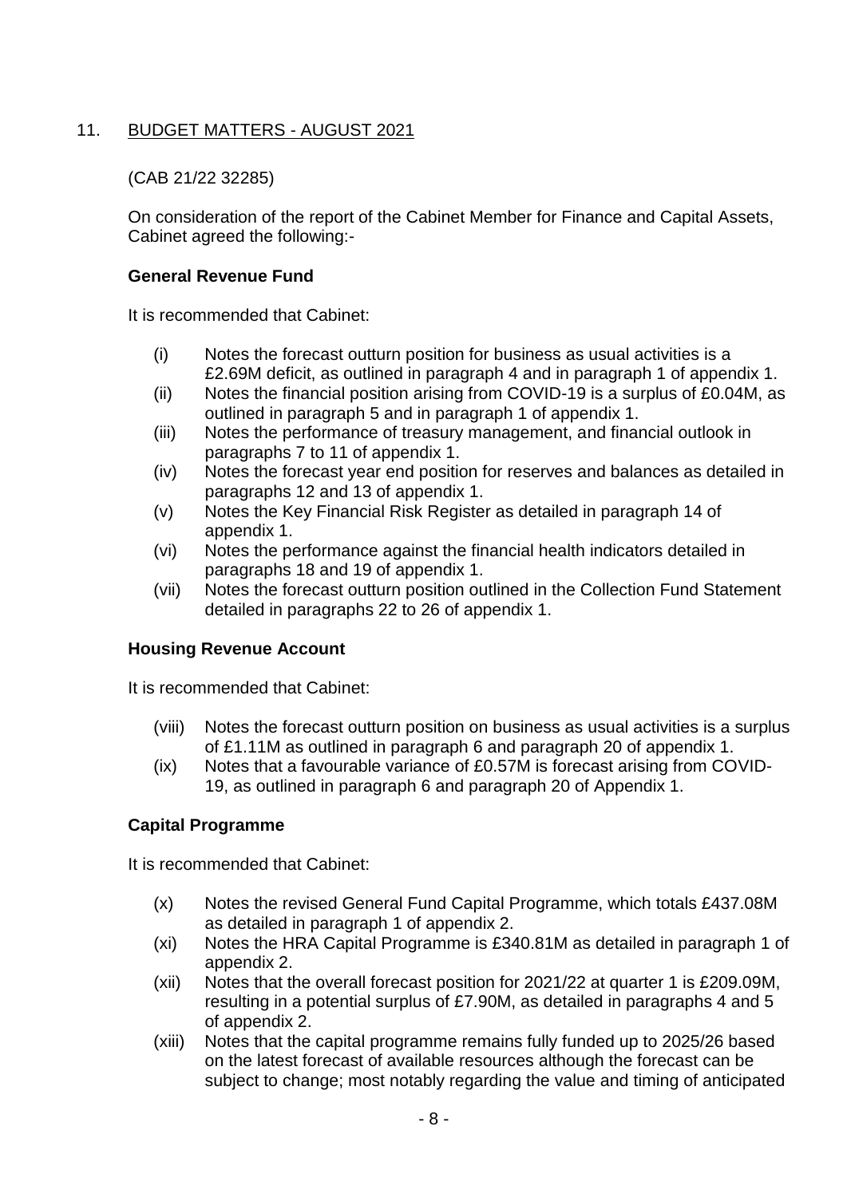## 11. BUDGET MATTERS - AUGUST 2021

(CAB 21/22 32285)

On consideration of the report of the Cabinet Member for Finance and Capital Assets, Cabinet agreed the following:-

**General Revenue Fund**

It is recommended that Cabinet:

(i) Notes the forecast outturn position for business as usual activities is a £2.69M deficit, as outlined in paragraph 4 and in paragraph 1 of appendix 1.

(ii) Notes the financial position arising from COVID-19 is a surplus of £0.04M, as outlined in paragraph 5 and in paragraph 1 of appendix 1.

(iii) Notes the performance of treasury management, and financial outlook in paragraphs 7 to 11 of appendix 1.

(iv) Notes the forecast year end position for reserves and balances as detailed in paragraphs 12 and 13 of appendix 1.

(v) Notes the Key Financial Risk Register as detailed in paragraph 14 of appendix 1.

(vi) Notes the performance against the financial health indicators detailed in paragraphs 18 and 19 of appendix 1.

(vii) Notes the forecast outturn position outlined in the Collection Fund Statement detailed in paragraphs 22 to 26 of appendix 1.

**Housing Revenue Account**

It is recommended that Cabinet:

(viii) Notes the forecast outturn position on business as usual activities is a surplus of £1.11M as outlined in paragraph 6 and paragraph 20 of appendix 1.

(ix) Notes that a favourable variance of £0.57M is forecast arising from COVID-19, as outlined in paragraph 6 and paragraph 20 of Appendix 1.

**Capital Programme**

It is recommended that Cabinet:

(x) Notes the revised General Fund Capital Programme, which totals £437.08M as detailed in paragraph 1 of appendix 2.

(xi) Notes the HRA Capital Programme is £340.81M as detailed in paragraph 1 of appendix 2.

(xii) Notes that the overall forecast position for 2021/22 at quarter 1 is £209.09M, resulting in a potential surplus of £7.90M, as detailed in paragraphs 4 and 5 of appendix 2.

(xiii) Notes that the capital programme remains fully funded up to 2025/26 based on the latest forecast of available resources although the forecast can be subject to change; most notably regarding the value and timing of anticipated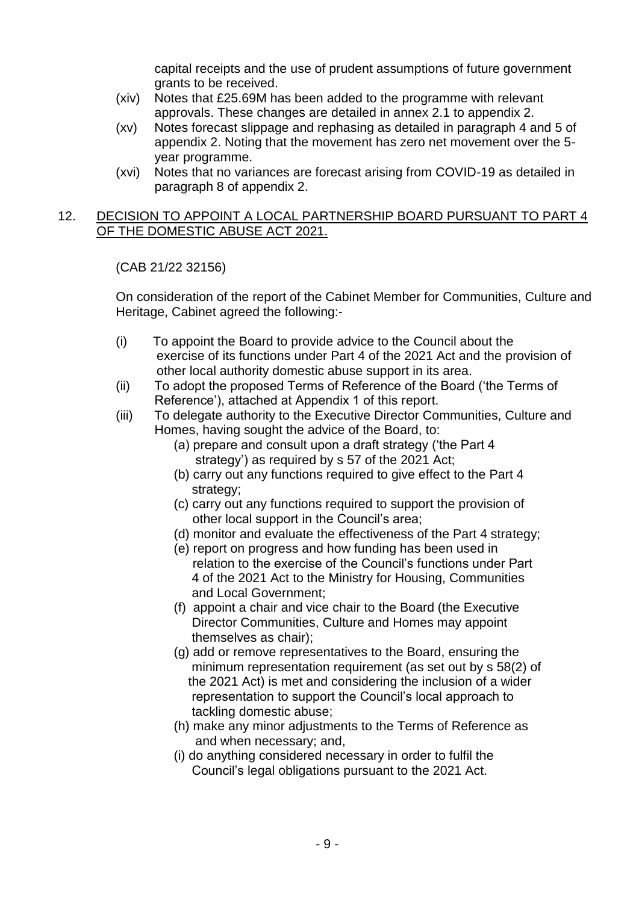capital receipts and the use of prudent assumptions of future government grants to be received.

(xiv) Notes that £25.69M has been added to the programme with relevant approvals. These changes are detailed in annex 2.1 to appendix 2.

(xv) Notes forecast slippage and rephasing as detailed in paragraph 4 and 5 of appendix 2. Noting that the movement has zero net movement over the 5-year programme.

(xvi) Notes that no variances are forecast arising from COVID-19 as detailed in paragraph 8 of appendix 2.

## 12. DECISION TO APPOINT A LOCAL PARTNERSHIP BOARD PURSUANT TO PART 4 OF THE DOMESTIC ABUSE ACT 2021.

(CAB 21/22 32156)

On consideration of the report of the Cabinet Member for Communities, Culture and Heritage, Cabinet agreed the following:-

(i) To appoint the Board to provide advice to the Council about the exercise of its functions under Part 4 of the 2021 Act and the provision of other local authority domestic abuse support in its area.

(ii) To adopt the proposed Terms of Reference of the Board ('the Terms of Reference'), attached at Appendix 1 of this report.

(iii) To delegate authority to the Executive Director Communities, Culture and Homes, having sought the advice of the Board, to:

(a) prepare and consult upon a draft strategy ('the Part 4 strategy') as required by s 57 of the 2021 Act;

(b) carry out any functions required to give effect to the Part 4 strategy;

(c) carry out any functions required to support the provision of other local support in the Council's area;

(d) monitor and evaluate the effectiveness of the Part 4 strategy;

(e) report on progress and how funding has been used in relation to the exercise of the Council's functions under Part 4 of the 2021 Act to the Ministry for Housing, Communities and Local Government;

(f) appoint a chair and vice chair to the Board (the Executive Director Communities, Culture and Homes may appoint themselves as chair);

(g) add or remove representatives to the Board, ensuring the minimum representation requirement (as set out by s 58(2) of the 2021 Act) is met and considering the inclusion of a wider representation to support the Council's local approach to tackling domestic abuse;

(h) make any minor adjustments to the Terms of Reference as and when necessary; and,

(i) do anything considered necessary in order to fulfil the Council's legal obligations pursuant to the 2021 Act.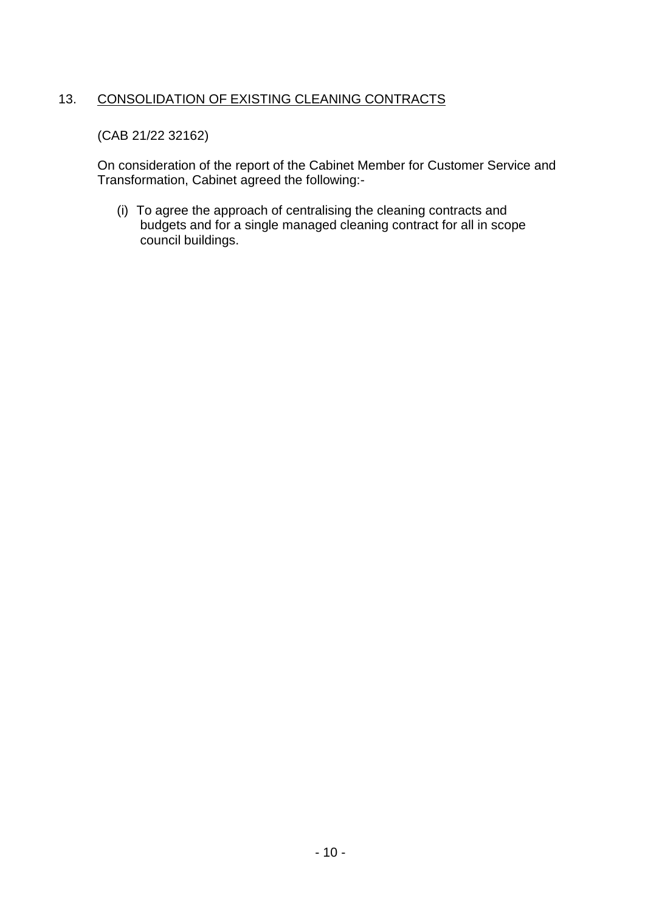13. CONSOLIDATION OF EXISTING CLEANING CONTRACTS

(CAB 21/22 32162)

On consideration of the report of the Cabinet Member for Customer Service and Transformation, Cabinet agreed the following:-

(i) To agree the approach of centralising the cleaning contracts and budgets and for a single managed cleaning contract for all in scope council buildings.